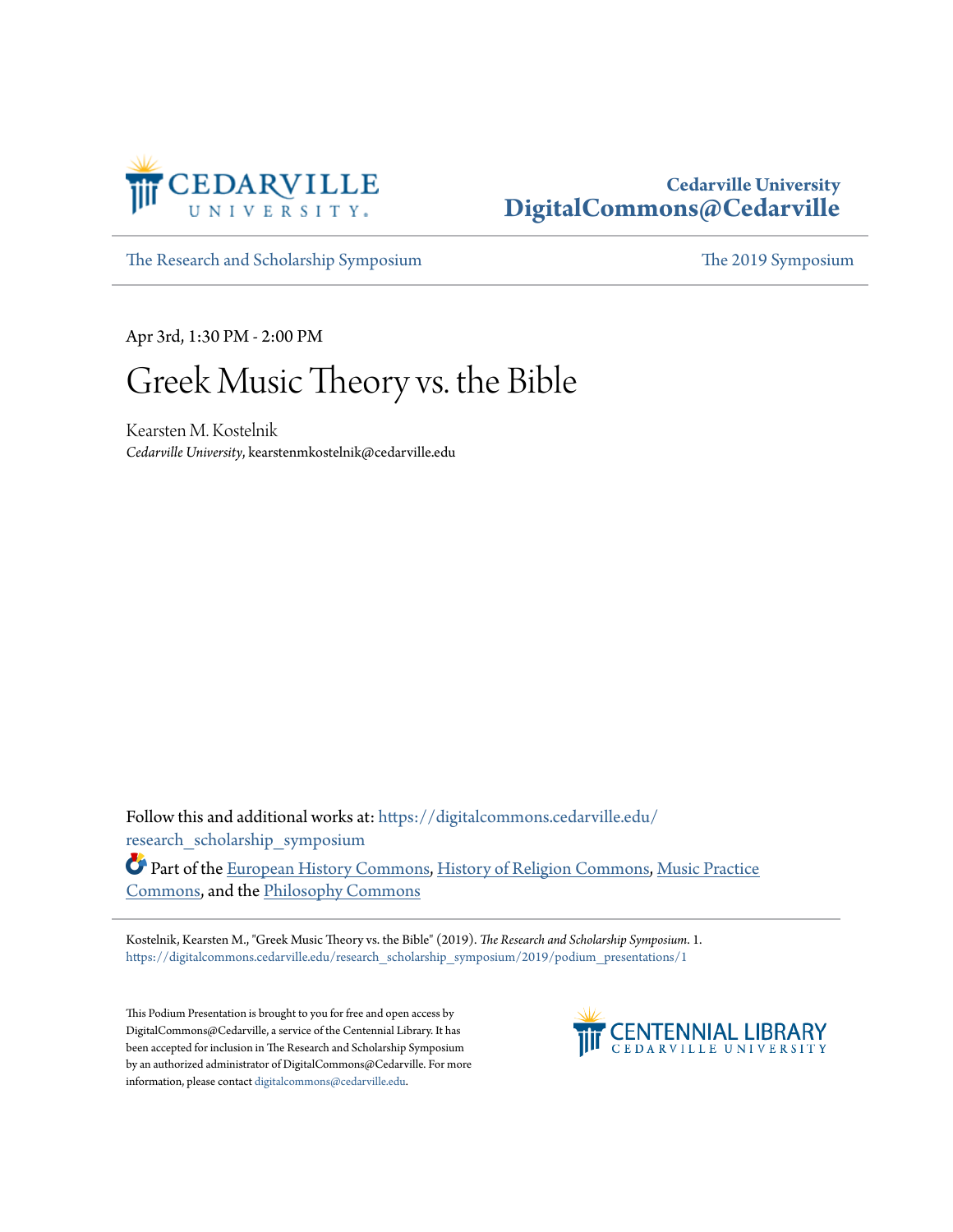Cedarville University
DigitalCommons@Cedarville

The Research and Scholarship Symposium | The 2019 Symposium

Apr 3rd, 1:30 PM - 2:00 PM

# Greek Music Theory vs. the Bible

Kearsten M. Kostelnik
*Cedarville University*, kearstenmkostelnik@cedarville.edu

Follow this and additional works at: https://digitalcommons.cedarville.edu/research_scholarship_symposium

Part of the European History Commons, History of Religion Commons, Music Practice Commons, and the Philosophy Commons

Kostelnik, Kearsten M., "Greek Music Theory vs. the Bible" (2019). *The Research and Scholarship Symposium*. 1.
https://digitalcommons.cedarville.edu/research_scholarship_symposium/2019/podium_presentations/1

This Podium Presentation is brought to you for free and open access by DigitalCommons@Cedarville, a service of the Centennial Library. It has been accepted for inclusion in The Research and Scholarship Symposium by an authorized administrator of DigitalCommons@Cedarville. For more information, please contact digitalcommons@cedarville.edu.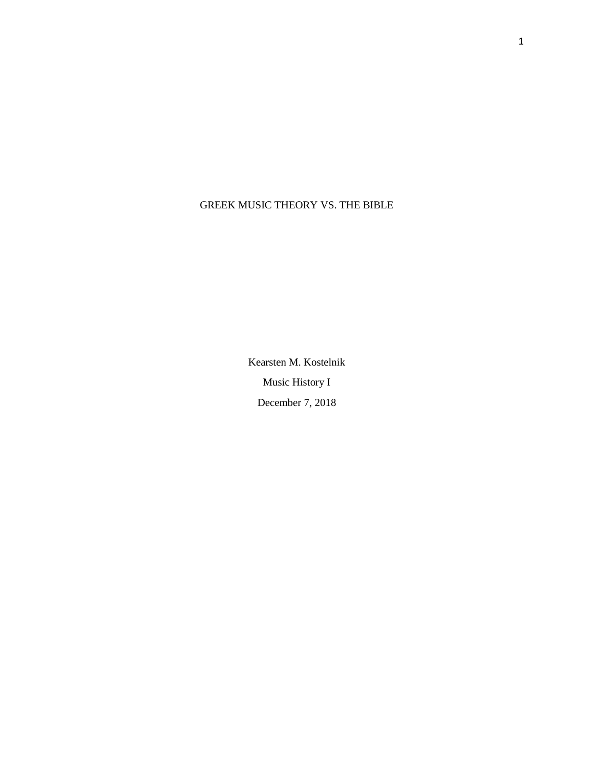# GREEK MUSIC THEORY VS. THE BIBLE

Kearsten M. Kostelnik

Music History I

December 7, 2018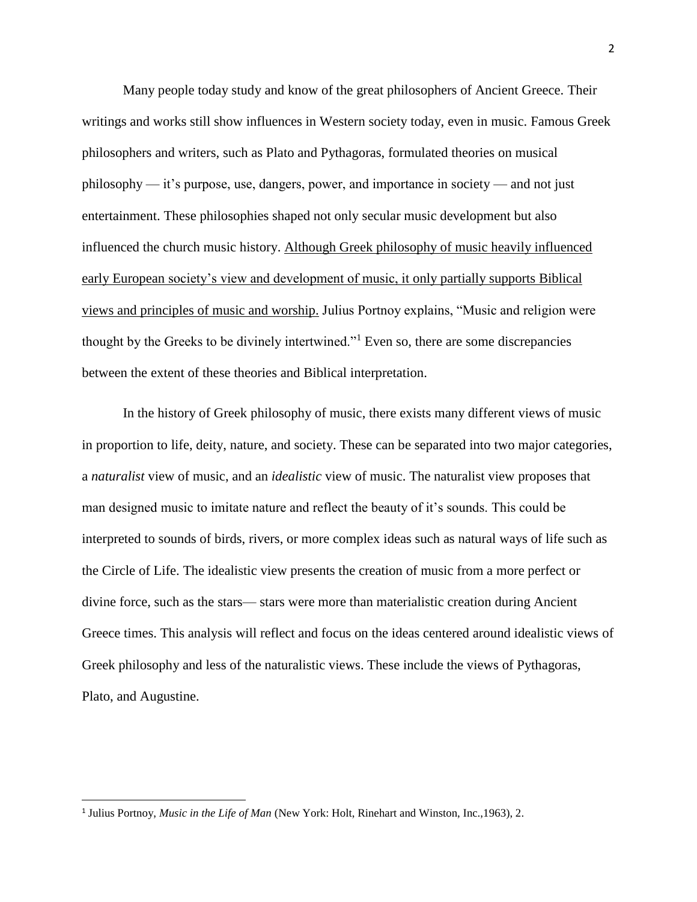Many people today study and know of the great philosophers of Ancient Greece. Their writings and works still show influences in Western society today, even in music. Famous Greek philosophers and writers, such as Plato and Pythagoras, formulated theories on musical philosophy — it's purpose, use, dangers, power, and importance in society — and not just entertainment. These philosophies shaped not only secular music development but also influenced the church music history. <u>Although Greek philosophy of music heavily influenced early European society's view and development of music, it only partially supports Biblical views and principles of music and worship.</u> Julius Portnoy explains, "Music and religion were thought by the Greeks to be divinely intertwined."[1] Even so, there are some discrepancies between the extent of these theories and Biblical interpretation.

In the history of Greek philosophy of music, there exists many different views of music in proportion to life, deity, nature, and society. These can be separated into two major categories, a *naturalist* view of music, and an *idealistic* view of music. The naturalist view proposes that man designed music to imitate nature and reflect the beauty of it's sounds. This could be interpreted to sounds of birds, rivers, or more complex ideas such as natural ways of life such as the Circle of Life. The idealistic view presents the creation of music from a more perfect or divine force, such as the stars— stars were more than materialistic creation during Ancient Greece times. This analysis will reflect and focus on the ideas centered around idealistic views of Greek philosophy and less of the naturalistic views. These include the views of Pythagoras, Plato, and Augustine.

---

[1] Julius Portnoy, *Music in the Life of Man* (New York: Holt, Rinehart and Winston, Inc.,1963), 2.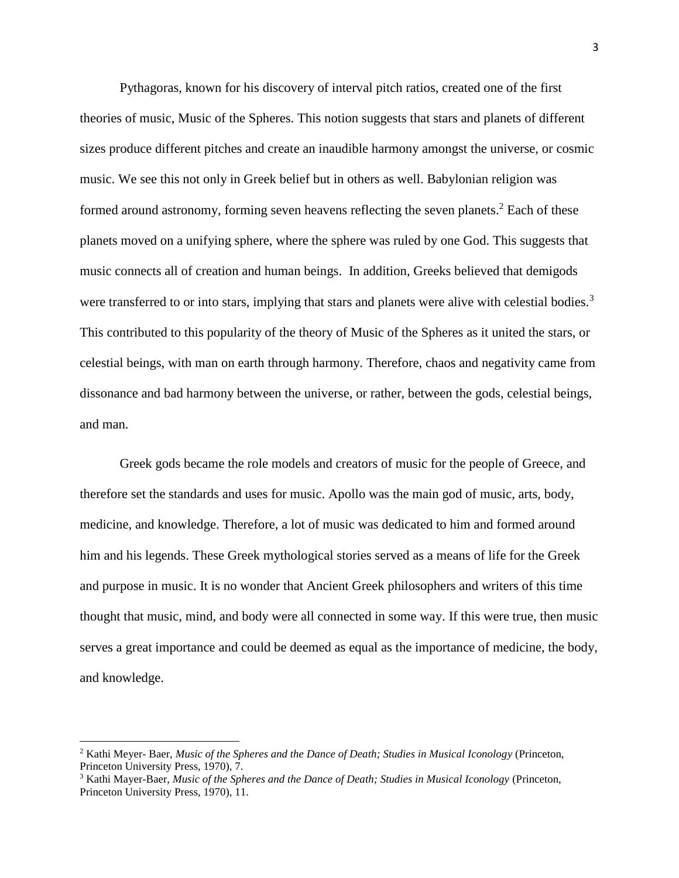Pythagoras, known for his discovery of interval pitch ratios, created one of the first theories of music, Music of the Spheres. This notion suggests that stars and planets of different sizes produce different pitches and create an inaudible harmony amongst the universe, or cosmic music. We see this not only in Greek belief but in others as well. Babylonian religion was formed around astronomy, forming seven heavens reflecting the seven planets.[2] Each of these planets moved on a unifying sphere, where the sphere was ruled by one God. This suggests that music connects all of creation and human beings. In addition, Greeks believed that demigods were transferred to or into stars, implying that stars and planets were alive with celestial bodies.[3] This contributed to this popularity of the theory of Music of the Spheres as it united the stars, or celestial beings, with man on earth through harmony. Therefore, chaos and negativity came from dissonance and bad harmony between the universe, or rather, between the gods, celestial beings, and man.

Greek gods became the role models and creators of music for the people of Greece, and therefore set the standards and uses for music. Apollo was the main god of music, arts, body, medicine, and knowledge. Therefore, a lot of music was dedicated to him and formed around him and his legends. These Greek mythological stories served as a means of life for the Greek and purpose in music. It is no wonder that Ancient Greek philosophers and writers of this time thought that music, mind, and body were all connected in some way. If this were true, then music serves a great importance and could be deemed as equal as the importance of medicine, the body, and knowledge.

---

[2] Kathi Meyer- Baer, *Music of the Spheres and the Dance of Death; Studies in Musical Iconology* (Princeton, Princeton University Press, 1970), 7.

[3] Kathi Mayer-Baer, *Music of the Spheres and the Dance of Death; Studies in Musical Iconology* (Princeton, Princeton University Press, 1970), 11.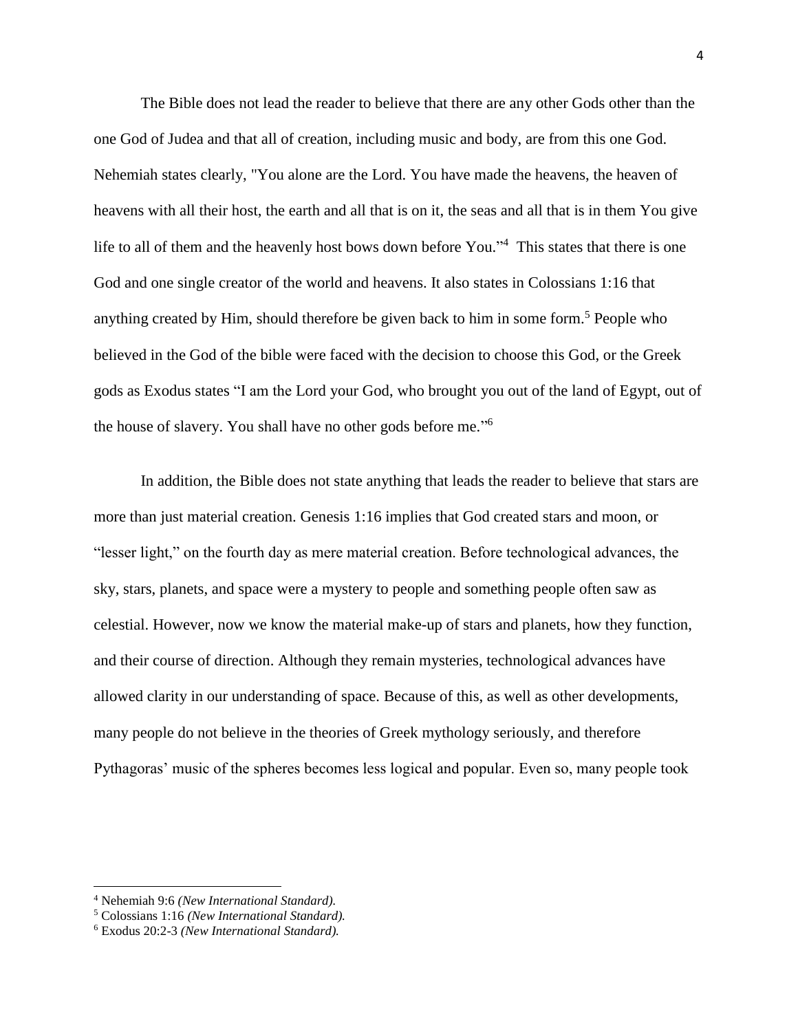The Bible does not lead the reader to believe that there are any other Gods other than the one God of Judea and that all of creation, including music and body, are from this one God. Nehemiah states clearly, "You alone are the Lord. You have made the heavens, the heaven of heavens with all their host, the earth and all that is on it, the seas and all that is in them You give life to all of them and the heavenly host bows down before You."[4] This states that there is one God and one single creator of the world and heavens. It also states in Colossians 1:16 that anything created by Him, should therefore be given back to him in some form.[5] People who believed in the God of the bible were faced with the decision to choose this God, or the Greek gods as Exodus states "I am the Lord your God, who brought you out of the land of Egypt, out of the house of slavery. You shall have no other gods before me."[6]

In addition, the Bible does not state anything that leads the reader to believe that stars are more than just material creation. Genesis 1:16 implies that God created stars and moon, or "lesser light," on the fourth day as mere material creation. Before technological advances, the sky, stars, planets, and space were a mystery to people and something people often saw as celestial. However, now we know the material make-up of stars and planets, how they function, and their course of direction. Although they remain mysteries, technological advances have allowed clarity in our understanding of space. Because of this, as well as other developments, many people do not believe in the theories of Greek mythology seriously, and therefore Pythagoras' music of the spheres becomes less logical and popular. Even so, many people took

---

[4] Nehemiah 9:6 *(New International Standard).*

[5] Colossians 1:16 *(New International Standard).*

[6] Exodus 20:2-3 *(New International Standard).*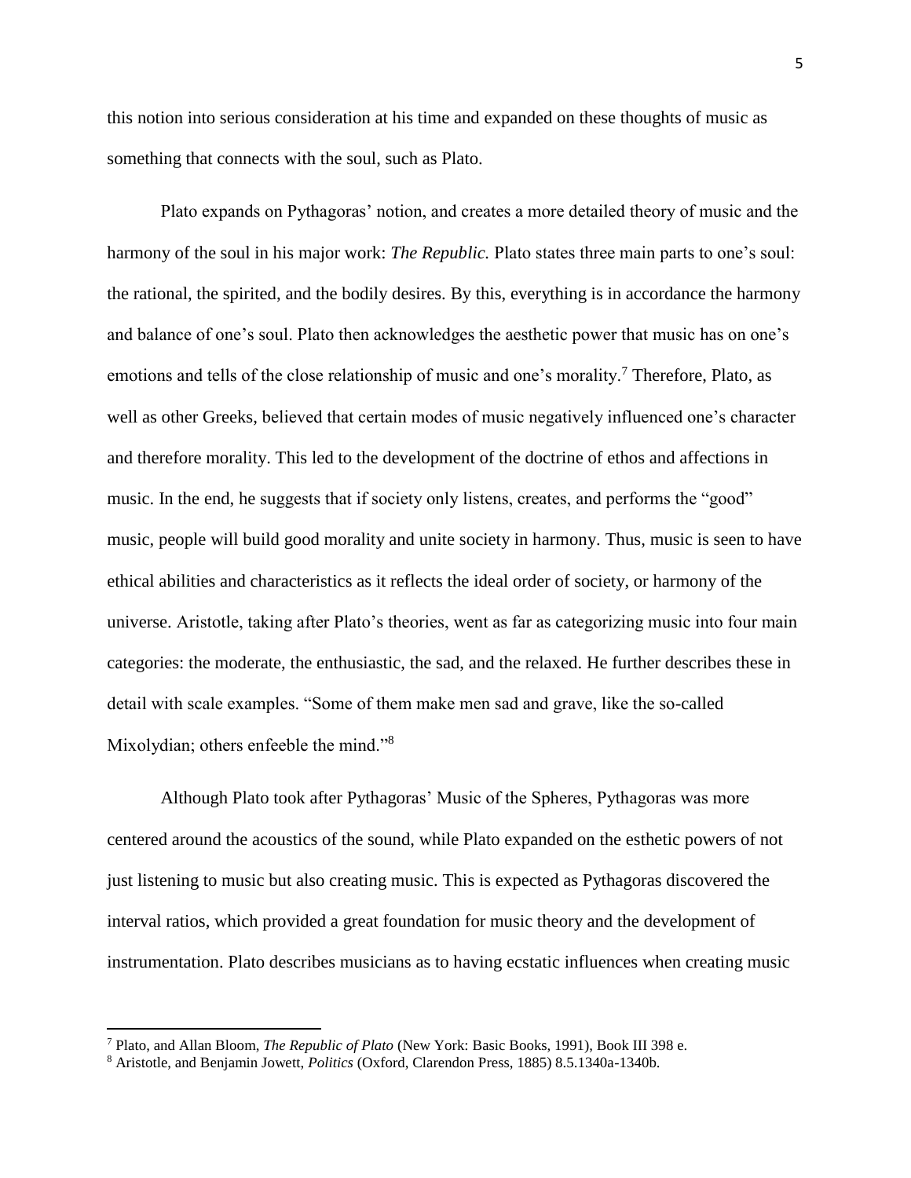this notion into serious consideration at his time and expanded on these thoughts of music as something that connects with the soul, such as Plato.

Plato expands on Pythagoras' notion, and creates a more detailed theory of music and the harmony of the soul in his major work: *The Republic.* Plato states three main parts to one's soul: the rational, the spirited, and the bodily desires. By this, everything is in accordance the harmony and balance of one's soul. Plato then acknowledges the aesthetic power that music has on one's emotions and tells of the close relationship of music and one's morality.[7] Therefore, Plato, as well as other Greeks, believed that certain modes of music negatively influenced one's character and therefore morality. This led to the development of the doctrine of ethos and affections in music. In the end, he suggests that if society only listens, creates, and performs the "good" music, people will build good morality and unite society in harmony. Thus, music is seen to have ethical abilities and characteristics as it reflects the ideal order of society, or harmony of the universe. Aristotle, taking after Plato's theories, went as far as categorizing music into four main categories: the moderate, the enthusiastic, the sad, and the relaxed. He further describes these in detail with scale examples. "Some of them make men sad and grave, like the so-called Mixolydian; others enfeeble the mind."[8]

Although Plato took after Pythagoras' Music of the Spheres, Pythagoras was more centered around the acoustics of the sound, while Plato expanded on the esthetic powers of not just listening to music but also creating music. This is expected as Pythagoras discovered the interval ratios, which provided a great foundation for music theory and the development of instrumentation. Plato describes musicians as to having ecstatic influences when creating music

---

[7] Plato, and Allan Bloom, *The Republic of Plato* (New York: Basic Books, 1991), Book III 398 e.

[8] Aristotle, and Benjamin Jowett, *Politics* (Oxford, Clarendon Press, 1885) 8.5.1340a-1340b.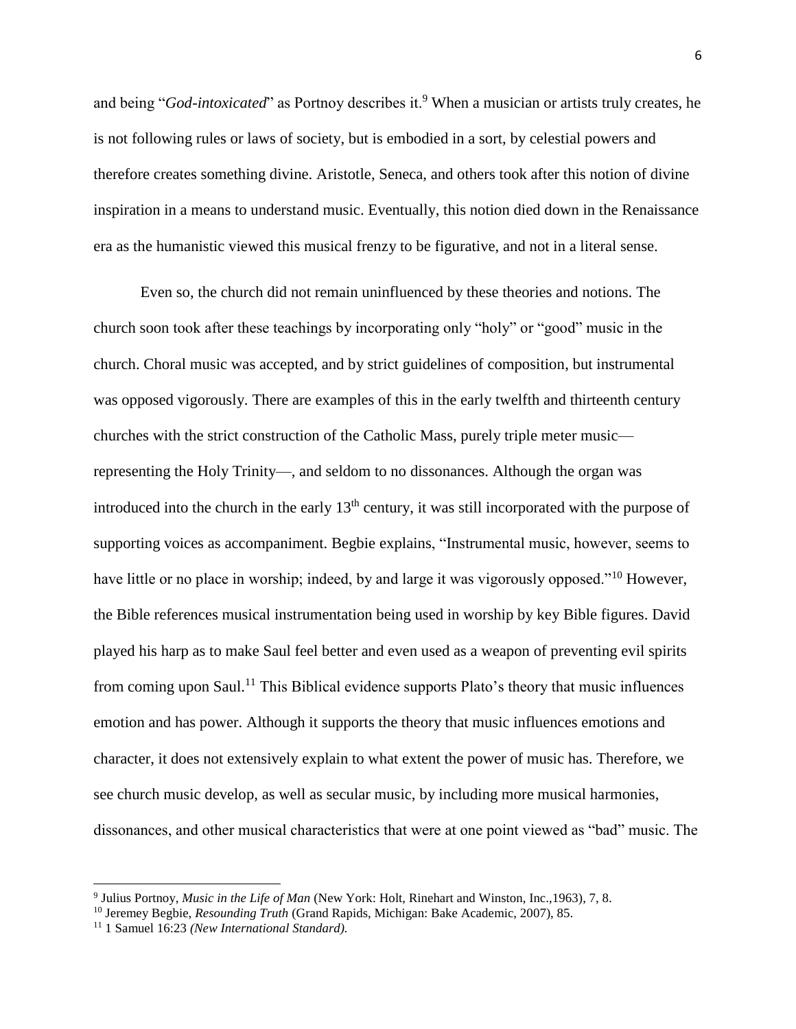and being "*God-intoxicated*" as Portnoy describes it.[9] When a musician or artists truly creates, he is not following rules or laws of society, but is embodied in a sort, by celestial powers and therefore creates something divine. Aristotle, Seneca, and others took after this notion of divine inspiration in a means to understand music. Eventually, this notion died down in the Renaissance era as the humanistic viewed this musical frenzy to be figurative, and not in a literal sense.

Even so, the church did not remain uninfluenced by these theories and notions. The church soon took after these teachings by incorporating only "holy" or "good" music in the church. Choral music was accepted, and by strict guidelines of composition, but instrumental was opposed vigorously. There are examples of this in the early twelfth and thirteenth century churches with the strict construction of the Catholic Mass, purely triple meter music—representing the Holy Trinity—, and seldom to no dissonances. Although the organ was introduced into the church in the early 13th century, it was still incorporated with the purpose of supporting voices as accompaniment. Begbie explains, "Instrumental music, however, seems to have little or no place in worship; indeed, by and large it was vigorously opposed."[10] However, the Bible references musical instrumentation being used in worship by key Bible figures. David played his harp as to make Saul feel better and even used as a weapon of preventing evil spirits from coming upon Saul.[11] This Biblical evidence supports Plato's theory that music influences emotion and has power. Although it supports the theory that music influences emotions and character, it does not extensively explain to what extent the power of music has. Therefore, we see church music develop, as well as secular music, by including more musical harmonies, dissonances, and other musical characteristics that were at one point viewed as "bad" music. The

---

[9] Julius Portnoy, *Music in the Life of Man* (New York: Holt, Rinehart and Winston, Inc.,1963), 7, 8.

[10] Jeremey Begbie, *Resounding Truth* (Grand Rapids, Michigan: Bake Academic, 2007), 85.

[11] 1 Samuel 16:23 *(New International Standard).*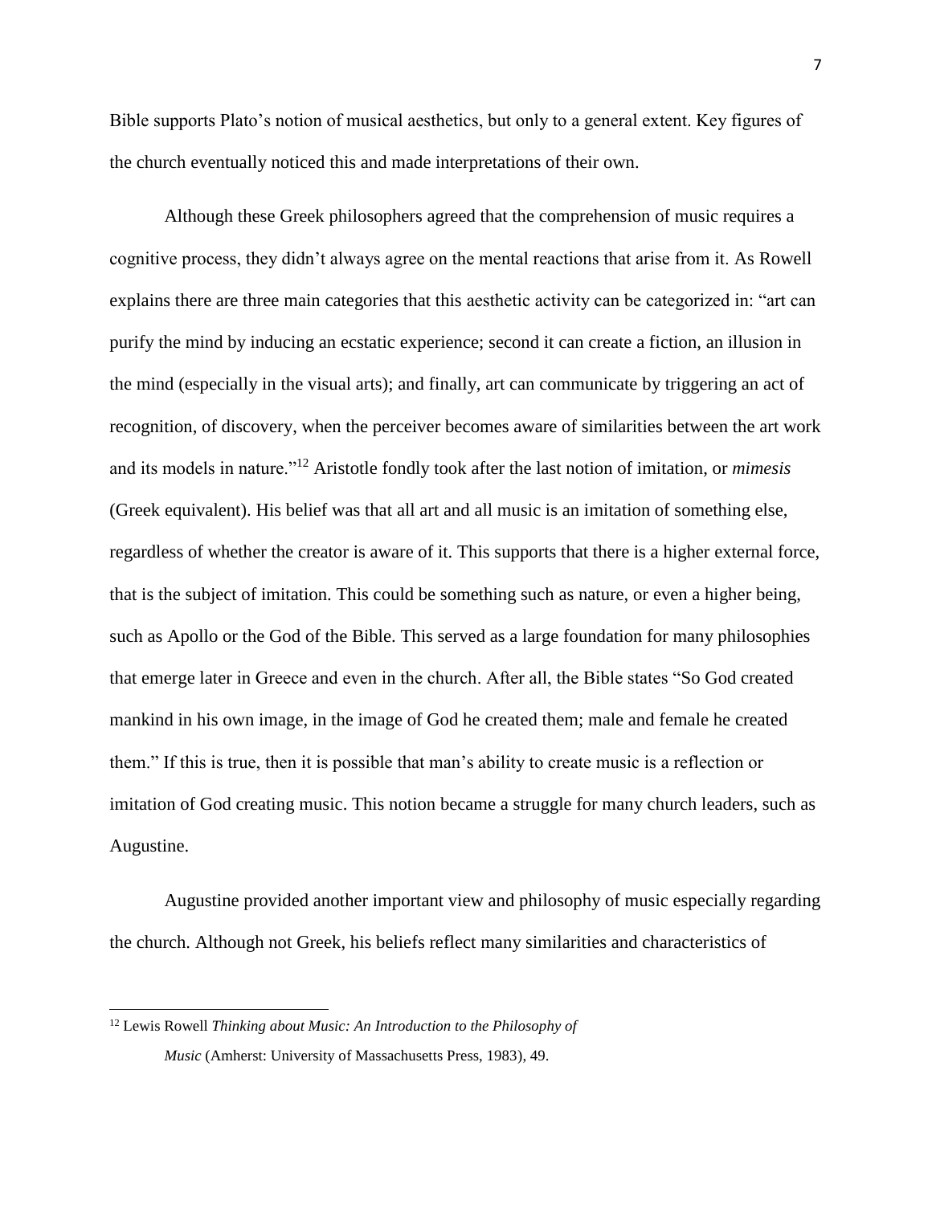Bible supports Plato's notion of musical aesthetics, but only to a general extent. Key figures of the church eventually noticed this and made interpretations of their own.

Although these Greek philosophers agreed that the comprehension of music requires a cognitive process, they didn't always agree on the mental reactions that arise from it. As Rowell explains there are three main categories that this aesthetic activity can be categorized in: "art can purify the mind by inducing an ecstatic experience; second it can create a fiction, an illusion in the mind (especially in the visual arts); and finally, art can communicate by triggering an act of recognition, of discovery, when the perceiver becomes aware of similarities between the art work and its models in nature."[12] Aristotle fondly took after the last notion of imitation, or *mimesis* (Greek equivalent). His belief was that all art and all music is an imitation of something else, regardless of whether the creator is aware of it. This supports that there is a higher external force, that is the subject of imitation. This could be something such as nature, or even a higher being, such as Apollo or the God of the Bible. This served as a large foundation for many philosophies that emerge later in Greece and even in the church. After all, the Bible states "So God created mankind in his own image, in the image of God he created them; male and female he created them." If this is true, then it is possible that man's ability to create music is a reflection or imitation of God creating music. This notion became a struggle for many church leaders, such as Augustine.

Augustine provided another important view and philosophy of music especially regarding the church. Although not Greek, his beliefs reflect many similarities and characteristics of

---

[12] Lewis Rowell *Thinking about Music: An Introduction to the Philosophy of Music* (Amherst: University of Massachusetts Press, 1983), 49.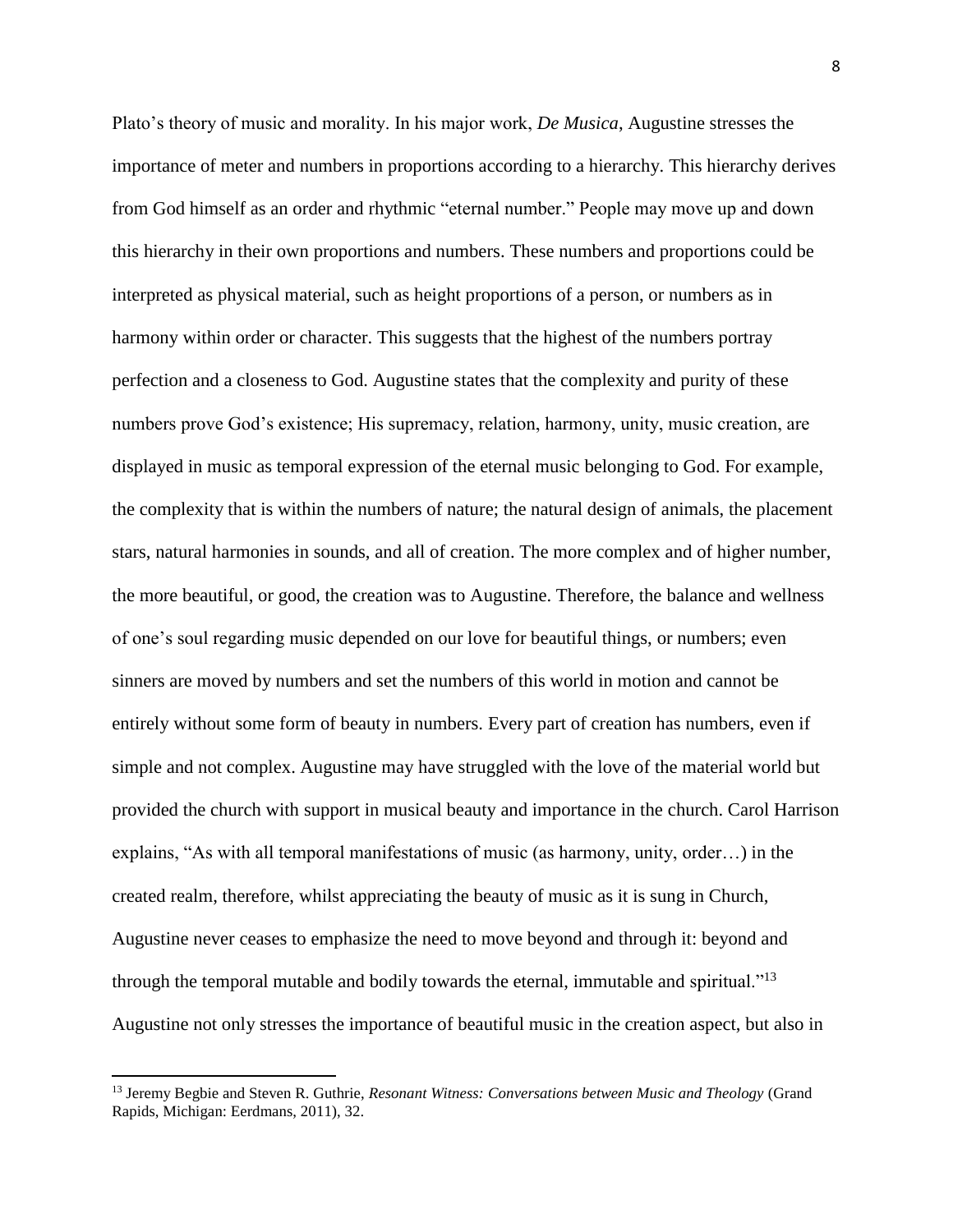Plato's theory of music and morality. In his major work, *De Musica*, Augustine stresses the importance of meter and numbers in proportions according to a hierarchy. This hierarchy derives from God himself as an order and rhythmic "eternal number." People may move up and down this hierarchy in their own proportions and numbers. These numbers and proportions could be interpreted as physical material, such as height proportions of a person, or numbers as in harmony within order or character. This suggests that the highest of the numbers portray perfection and a closeness to God. Augustine states that the complexity and purity of these numbers prove God's existence; His supremacy, relation, harmony, unity, music creation, are displayed in music as temporal expression of the eternal music belonging to God. For example, the complexity that is within the numbers of nature; the natural design of animals, the placement stars, natural harmonies in sounds, and all of creation. The more complex and of higher number, the more beautiful, or good, the creation was to Augustine. Therefore, the balance and wellness of one's soul regarding music depended on our love for beautiful things, or numbers; even sinners are moved by numbers and set the numbers of this world in motion and cannot be entirely without some form of beauty in numbers. Every part of creation has numbers, even if simple and not complex. Augustine may have struggled with the love of the material world but provided the church with support in musical beauty and importance in the church. Carol Harrison explains, "As with all temporal manifestations of music (as harmony, unity, order…) in the created realm, therefore, whilst appreciating the beauty of music as it is sung in Church, Augustine never ceases to emphasize the need to move beyond and through it: beyond and through the temporal mutable and bodily towards the eternal, immutable and spiritual."[13] Augustine not only stresses the importance of beautiful music in the creation aspect, but also in

---

[13] Jeremy Begbie and Steven R. Guthrie, *Resonant Witness: Conversations between Music and Theology* (Grand Rapids, Michigan: Eerdmans, 2011), 32.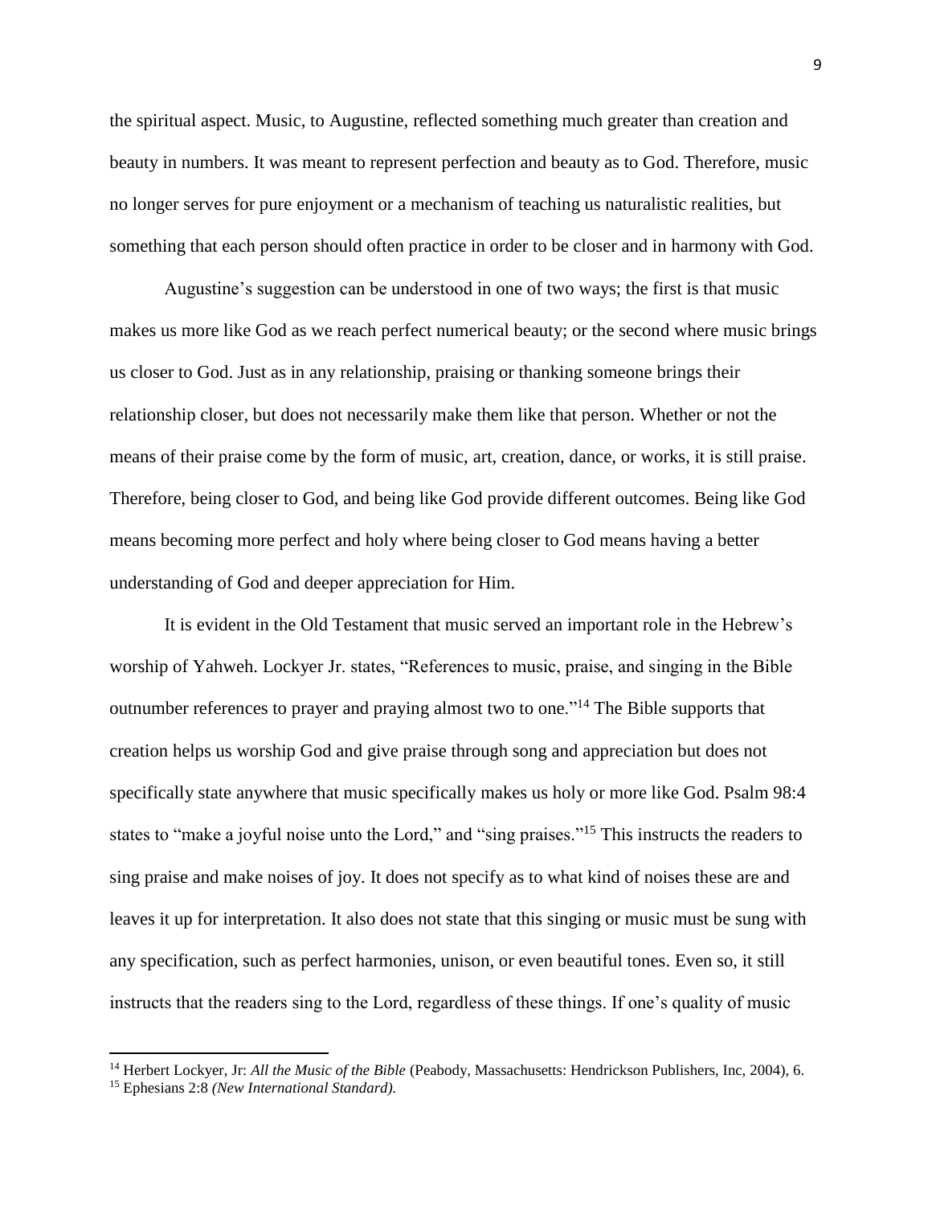the spiritual aspect. Music, to Augustine, reflected something much greater than creation and beauty in numbers. It was meant to represent perfection and beauty as to God. Therefore, music no longer serves for pure enjoyment or a mechanism of teaching us naturalistic realities, but something that each person should often practice in order to be closer and in harmony with God.

Augustine's suggestion can be understood in one of two ways; the first is that music makes us more like God as we reach perfect numerical beauty; or the second where music brings us closer to God. Just as in any relationship, praising or thanking someone brings their relationship closer, but does not necessarily make them like that person. Whether or not the means of their praise come by the form of music, art, creation, dance, or works, it is still praise. Therefore, being closer to God, and being like God provide different outcomes. Being like God means becoming more perfect and holy where being closer to God means having a better understanding of God and deeper appreciation for Him.

It is evident in the Old Testament that music served an important role in the Hebrew's worship of Yahweh. Lockyer Jr. states, "References to music, praise, and singing in the Bible outnumber references to prayer and praying almost two to one."[14] The Bible supports that creation helps us worship God and give praise through song and appreciation but does not specifically state anywhere that music specifically makes us holy or more like God. Psalm 98:4 states to "make a joyful noise unto the Lord," and "sing praises."[15] This instructs the readers to sing praise and make noises of joy. It does not specify as to what kind of noises these are and leaves it up for interpretation. It also does not state that this singing or music must be sung with any specification, such as perfect harmonies, unison, or even beautiful tones. Even so, it still instructs that the readers sing to the Lord, regardless of these things. If one's quality of music

---

[14] Herbert Lockyer, Jr: *All the Music of the Bible* (Peabody, Massachusetts: Hendrickson Publishers, Inc, 2004), 6.

[15] Ephesians 2:8 *(New International Standard).*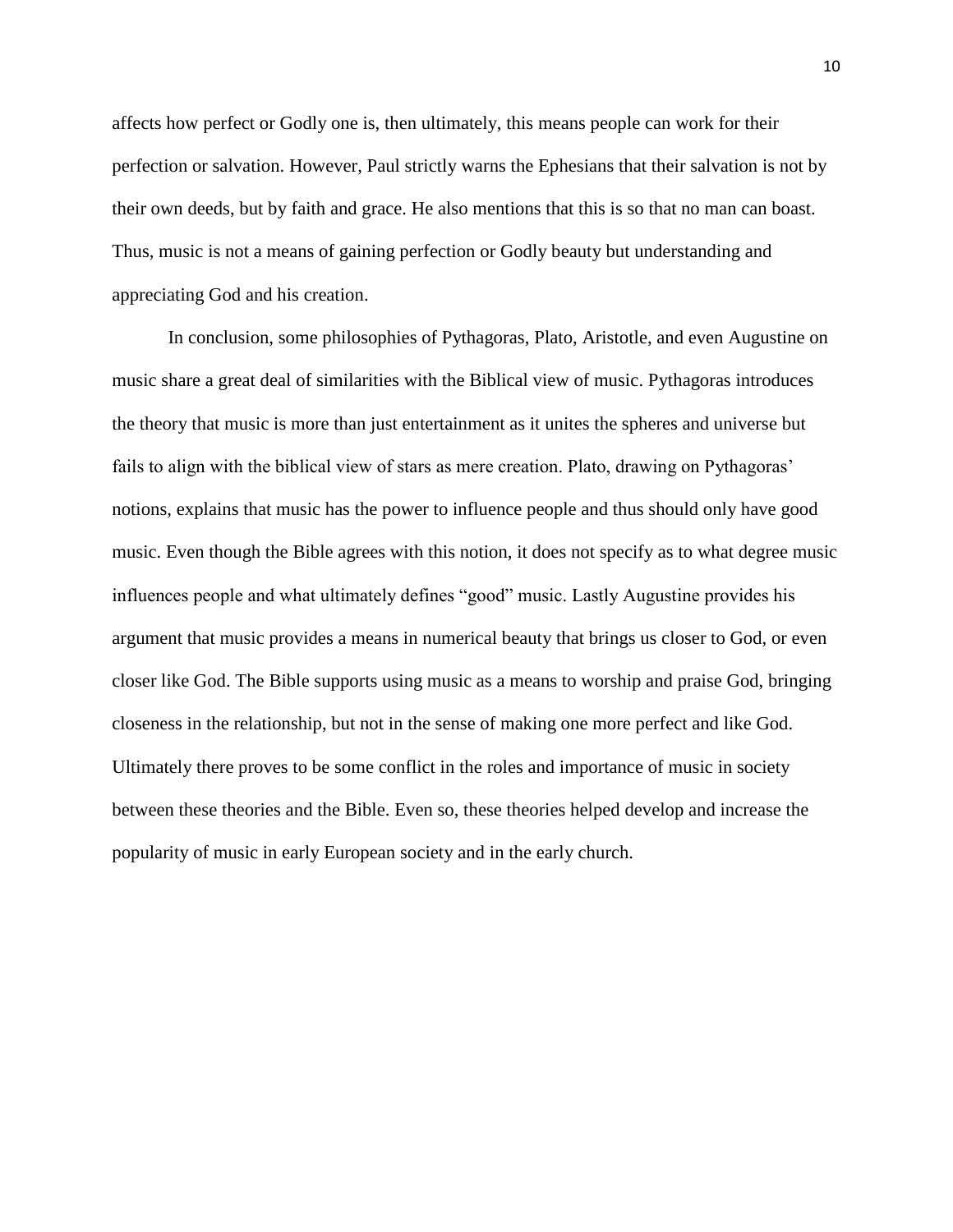affects how perfect or Godly one is, then ultimately, this means people can work for their perfection or salvation. However, Paul strictly warns the Ephesians that their salvation is not by their own deeds, but by faith and grace. He also mentions that this is so that no man can boast. Thus, music is not a means of gaining perfection or Godly beauty but understanding and appreciating God and his creation.

In conclusion, some philosophies of Pythagoras, Plato, Aristotle, and even Augustine on music share a great deal of similarities with the Biblical view of music. Pythagoras introduces the theory that music is more than just entertainment as it unites the spheres and universe but fails to align with the biblical view of stars as mere creation. Plato, drawing on Pythagoras' notions, explains that music has the power to influence people and thus should only have good music. Even though the Bible agrees with this notion, it does not specify as to what degree music influences people and what ultimately defines "good" music. Lastly Augustine provides his argument that music provides a means in numerical beauty that brings us closer to God, or even closer like God. The Bible supports using music as a means to worship and praise God, bringing closeness in the relationship, but not in the sense of making one more perfect and like God. Ultimately there proves to be some conflict in the roles and importance of music in society between these theories and the Bible. Even so, these theories helped develop and increase the popularity of music in early European society and in the early church.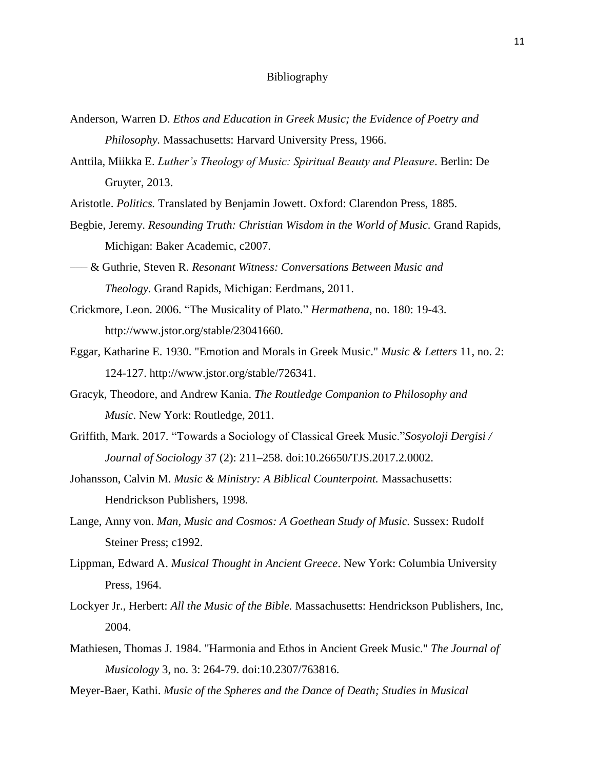# Bibliography

Anderson, Warren D. *Ethos and Education in Greek Music; the Evidence of Poetry and Philosophy.* Massachusetts: Harvard University Press, 1966.

Anttila, Miikka E. *Luther's Theology of Music: Spiritual Beauty and Pleasure*. Berlin: De Gruyter, 2013.

Aristotle. *Politics.* Translated by Benjamin Jowett. Oxford: Clarendon Press, 1885.

Begbie, Jeremy. *Resounding Truth: Christian Wisdom in the World of Music.* Grand Rapids, Michigan: Baker Academic, c2007.

—— & Guthrie, Steven R. *Resonant Witness: Conversations Between Music and Theology.* Grand Rapids, Michigan: Eerdmans, 2011.

Crickmore, Leon. 2006. "The Musicality of Plato." *Hermathena*, no. 180: 19-43. http://www.jstor.org/stable/23041660.

Eggar, Katharine E. 1930. "Emotion and Morals in Greek Music." *Music & Letters* 11, no. 2: 124-127. http://www.jstor.org/stable/726341.

Gracyk, Theodore, and Andrew Kania. *The Routledge Companion to Philosophy and Music*. New York: Routledge, 2011.

Griffith, Mark. 2017. "Towards a Sociology of Classical Greek Music."*Sosyoloji Dergisi / Journal of Sociology* 37 (2): 211–258. doi:10.26650/TJS.2017.2.0002.

Johansson, Calvin M. *Music & Ministry: A Biblical Counterpoint.* Massachusetts: Hendrickson Publishers, 1998.

Lange, Anny von. *Man, Music and Cosmos: A Goethean Study of Music.* Sussex: Rudolf Steiner Press; c1992.

Lippman, Edward A. *Musical Thought in Ancient Greece*. New York: Columbia University Press, 1964.

Lockyer Jr., Herbert: *All the Music of the Bible.* Massachusetts: Hendrickson Publishers, Inc, 2004.

Mathiesen, Thomas J. 1984. "Harmonia and Ethos in Ancient Greek Music." *The Journal of Musicology* 3, no. 3: 264-79. doi:10.2307/763816.

Meyer-Baer, Kathi. *Music of the Spheres and the Dance of Death; Studies in Musical*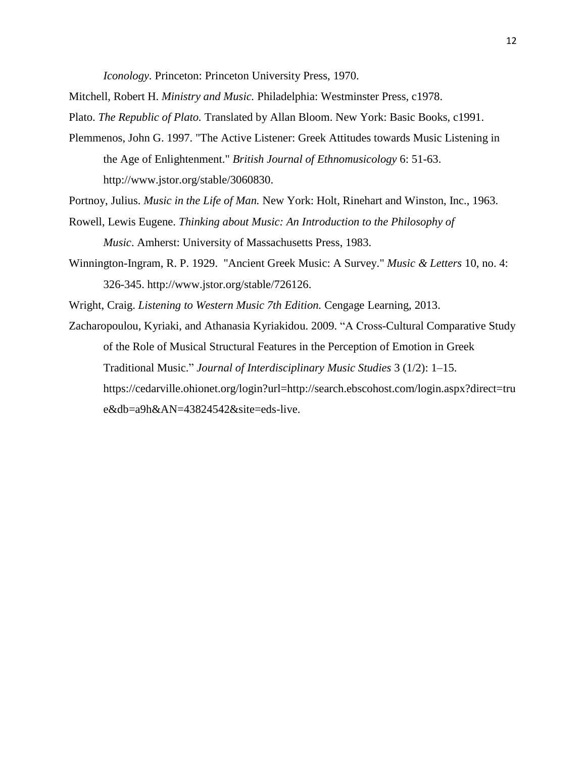*Iconology.* Princeton: Princeton University Press, 1970.

Mitchell, Robert H. *Ministry and Music.* Philadelphia: Westminster Press, c1978.

Plato. *The Republic of Plato.* Translated by Allan Bloom. New York: Basic Books, c1991.

Plemmenos, John G. 1997. "The Active Listener: Greek Attitudes towards Music Listening in the Age of Enlightenment." *British Journal of Ethnomusicology* 6: 51-63. http://www.jstor.org/stable/3060830.

Portnoy, Julius. *Music in the Life of Man.* New York: Holt, Rinehart and Winston, Inc., 1963.

Rowell, Lewis Eugene. *Thinking about Music: An Introduction to the Philosophy of Music*. Amherst: University of Massachusetts Press, 1983.

Winnington-Ingram, R. P. 1929. "Ancient Greek Music: A Survey." *Music & Letters* 10, no. 4: 326-345. http://www.jstor.org/stable/726126.

Wright, Craig. *Listening to Western Music 7th Edition.* Cengage Learning, 2013.

Zacharopoulou, Kyriaki, and Athanasia Kyriakidou. 2009. "A Cross-Cultural Comparative Study of the Role of Musical Structural Features in the Perception of Emotion in Greek Traditional Music." *Journal of Interdisciplinary Music Studies* 3 (1/2): 1–15. https://cedarville.ohionet.org/login?url=http://search.ebscohost.com/login.aspx?direct=true&db=a9h&AN=43824542&site=eds-live.